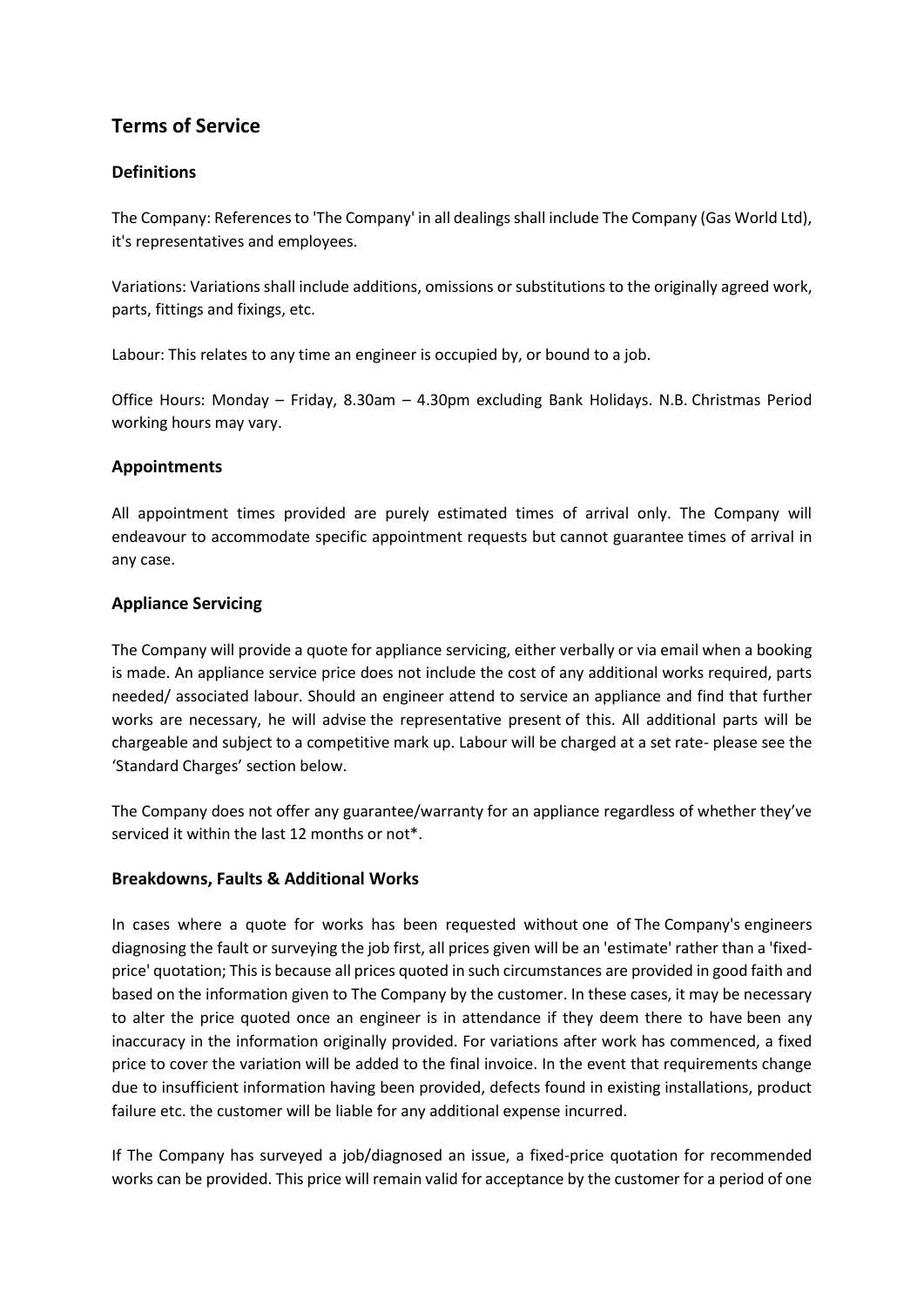# Terms of Service

## Definitions

The Company: References to 'The Company' in all dealings shall include The Company (Gas World Ltd), it's representatives and employees.

Variations: Variations shall include additions, omissions or substitutions to the originally agreed work, parts, fittings and fixings, etc.

Labour: This relates to any time an engineer is occupied by, or bound to a job.

Office Hours: Monday – Friday, 8.30am – 4.30pm excluding Bank Holidays. N.B. Christmas Period working hours may vary.

## Appointments

All appointment times provided are purely estimated times of arrival only. The Company will endeavour to accommodate specific appointment requests but cannot guarantee times of arrival in any case.

## Appliance Servicing

The Company will provide a quote for appliance servicing, either verbally or via email when a booking is made. An appliance service price does not include the cost of any additional works required, parts needed/ associated labour. Should an engineer attend to service an appliance and find that further works are necessary, he will advise the representative present of this. All additional parts will be chargeable and subject to a competitive mark up. Labour will be charged at a set rate- please see the 'Standard Charges' section below.

The Company does not offer any guarantee/warranty for an appliance regardless of whether they've serviced it within the last 12 months or not*.

## Breakdowns, Faults & Additional Works

In cases where a quote for works has been requested without one of The Company's engineers diagnosing the fault or surveying the job first, all prices given will be an 'estimate' rather than a 'fixed-price' quotation; This is because all prices quoted in such circumstances are provided in good faith and based on the information given to The Company by the customer. In these cases, it may be necessary to alter the price quoted once an engineer is in attendance if they deem there to have been any inaccuracy in the information originally provided. For variations after work has commenced, a fixed price to cover the variation will be added to the final invoice. In the event that requirements change due to insufficient information having been provided, defects found in existing installations, product failure etc. the customer will be liable for any additional expense incurred.

If The Company has surveyed a job/diagnosed an issue, a fixed-price quotation for recommended works can be provided. This price will remain valid for acceptance by the customer for a period of one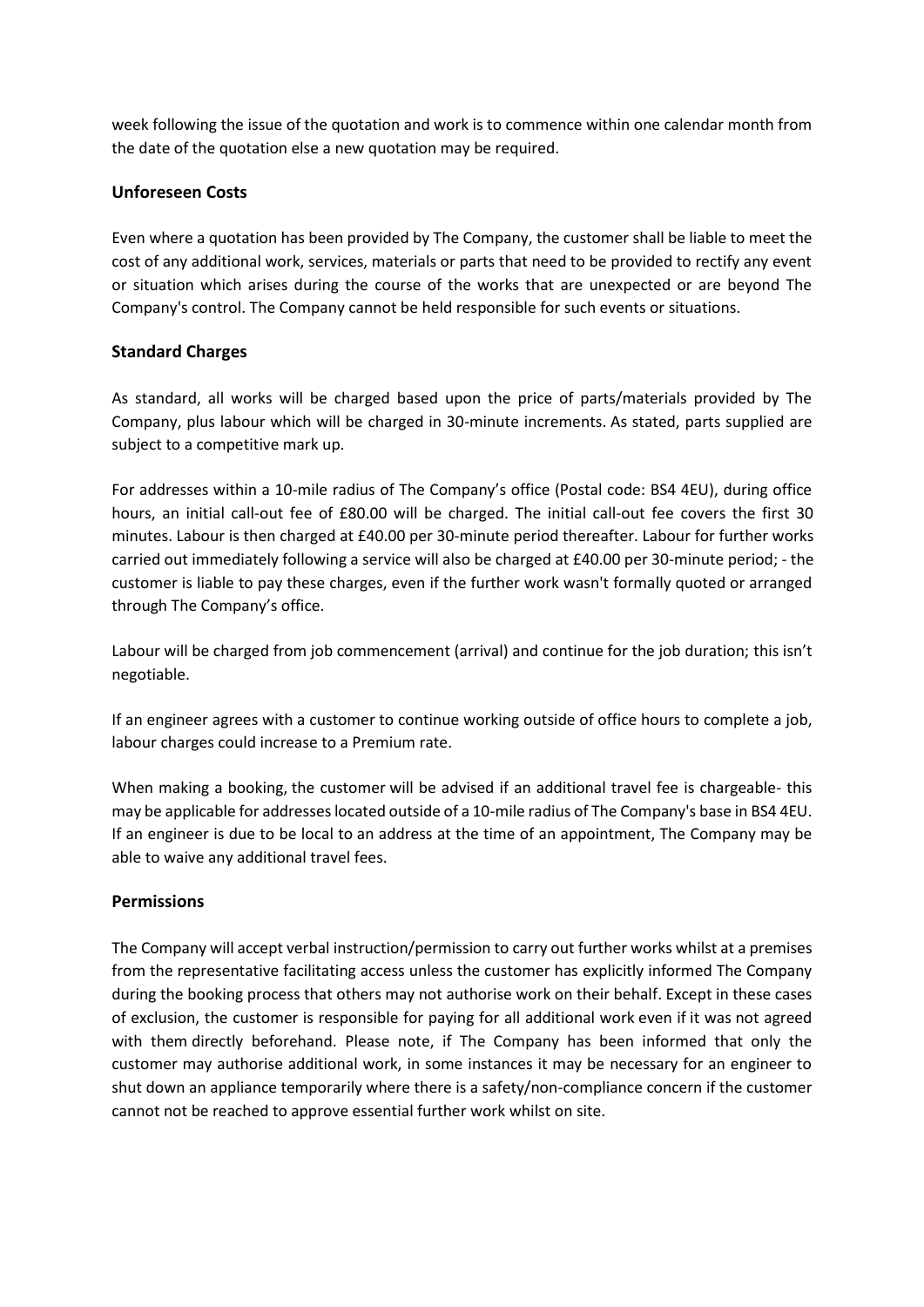week following the issue of the quotation and work is to commence within one calendar month from the date of the quotation else a new quotation may be required.

### Unforeseen Costs

Even where a quotation has been provided by The Company, the customer shall be liable to meet the cost of any additional work, services, materials or parts that need to be provided to rectify any event or situation which arises during the course of the works that are unexpected or are beyond The Company's control. The Company cannot be held responsible for such events or situations.

### Standard Charges

As standard, all works will be charged based upon the price of parts/materials provided by The Company, plus labour which will be charged in 30-minute increments. As stated, parts supplied are subject to a competitive mark up.

For addresses within a 10-mile radius of The Company's office (Postal code: BS4 4EU), during office hours, an initial call-out fee of £80.00 will be charged. The initial call-out fee covers the first 30 minutes. Labour is then charged at £40.00 per 30-minute period thereafter. Labour for further works carried out immediately following a service will also be charged at £40.00 per 30-minute period; - the customer is liable to pay these charges, even if the further work wasn't formally quoted or arranged through The Company's office.

Labour will be charged from job commencement (arrival) and continue for the job duration; this isn't negotiable.

If an engineer agrees with a customer to continue working outside of office hours to complete a job, labour charges could increase to a Premium rate.

When making a booking, the customer will be advised if an additional travel fee is chargeable- this may be applicable for addresses located outside of a 10-mile radius of The Company's base in BS4 4EU. If an engineer is due to be local to an address at the time of an appointment, The Company may be able to waive any additional travel fees.

### Permissions

The Company will accept verbal instruction/permission to carry out further works whilst at a premises from the representative facilitating access unless the customer has explicitly informed The Company during the booking process that others may not authorise work on their behalf. Except in these cases of exclusion, the customer is responsible for paying for all additional work even if it was not agreed with them directly beforehand. Please note, if The Company has been informed that only the customer may authorise additional work, in some instances it may be necessary for an engineer to shut down an appliance temporarily where there is a safety/non-compliance concern if the customer cannot not be reached to approve essential further work whilst on site.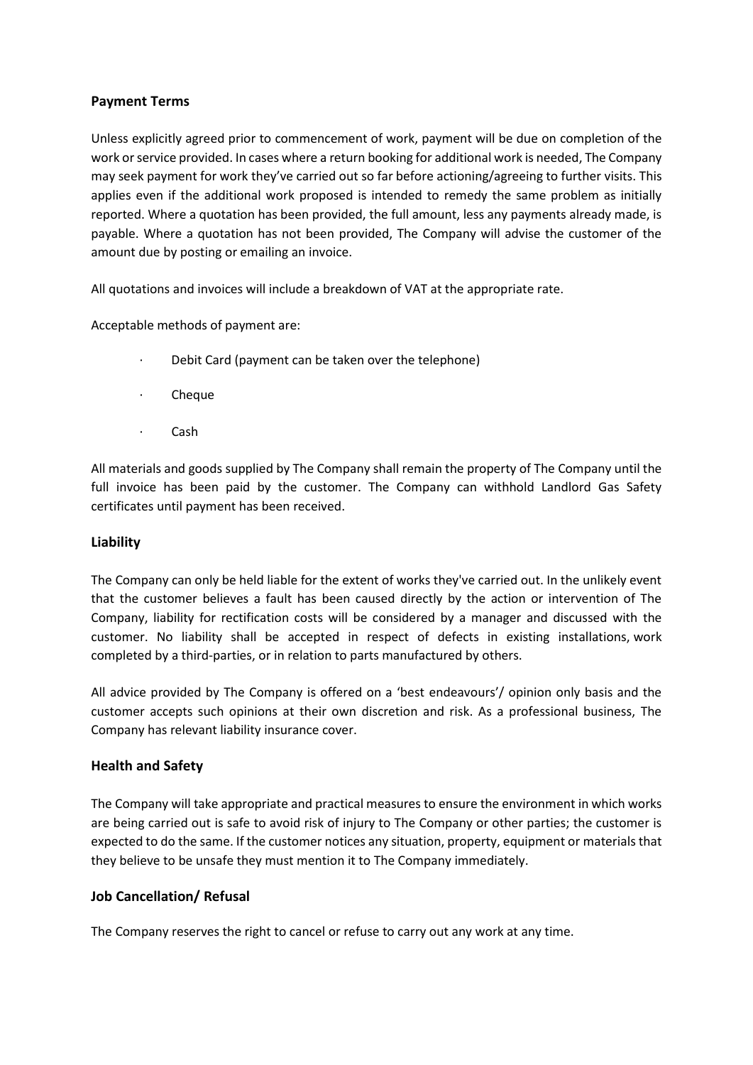## Payment Terms

Unless explicitly agreed prior to commencement of work, payment will be due on completion of the work or service provided. In cases where a return booking for additional work is needed, The Company may seek payment for work they've carried out so far before actioning/agreeing to further visits. This applies even if the additional work proposed is intended to remedy the same problem as initially reported. Where a quotation has been provided, the full amount, less any payments already made, is payable. Where a quotation has not been provided, The Company will advise the customer of the amount due by posting or emailing an invoice.

All quotations and invoices will include a breakdown of VAT at the appropriate rate.

Acceptable methods of payment are:

- Debit Card (payment can be taken over the telephone)
- Cheque
- Cash

All materials and goods supplied by The Company shall remain the property of The Company until the full invoice has been paid by the customer. The Company can withhold Landlord Gas Safety certificates until payment has been received.

## Liability

The Company can only be held liable for the extent of works they've carried out. In the unlikely event that the customer believes a fault has been caused directly by the action or intervention of The Company, liability for rectification costs will be considered by a manager and discussed with the customer. No liability shall be accepted in respect of defects in existing installations, work completed by a third-parties, or in relation to parts manufactured by others.

All advice provided by The Company is offered on a 'best endeavours'/ opinion only basis and the customer accepts such opinions at their own discretion and risk. As a professional business, The Company has relevant liability insurance cover.

## Health and Safety

The Company will take appropriate and practical measures to ensure the environment in which works are being carried out is safe to avoid risk of injury to The Company or other parties; the customer is expected to do the same. If the customer notices any situation, property, equipment or materials that they believe to be unsafe they must mention it to The Company immediately.

## Job Cancellation/ Refusal

The Company reserves the right to cancel or refuse to carry out any work at any time.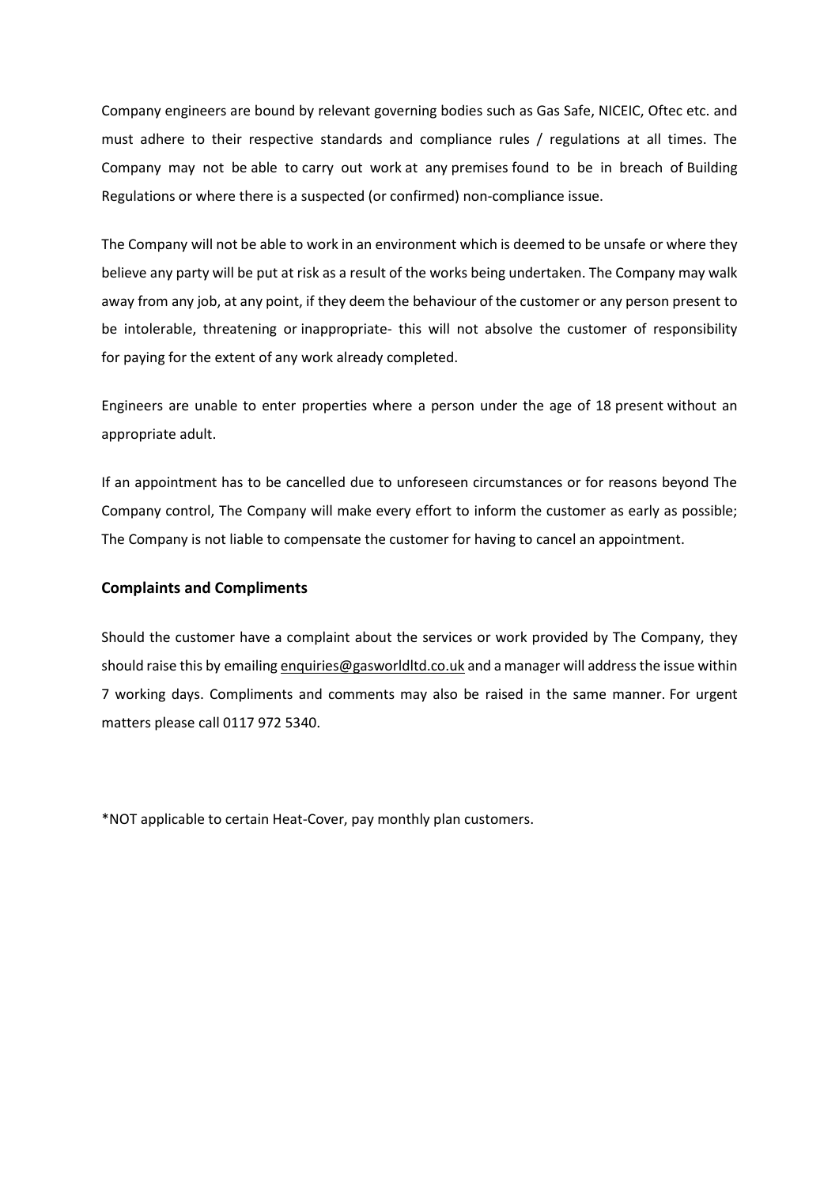Company engineers are bound by relevant governing bodies such as Gas Safe, NICEIC, Oftec etc. and must adhere to their respective standards and compliance rules / regulations at all times. The Company may not be able to carry out work at any premises found to be in breach of Building Regulations or where there is a suspected (or confirmed) non-compliance issue.

The Company will not be able to work in an environment which is deemed to be unsafe or where they believe any party will be put at risk as a result of the works being undertaken. The Company may walk away from any job, at any point, if they deem the behaviour of the customer or any person present to be intolerable, threatening or inappropriate- this will not absolve the customer of responsibility for paying for the extent of any work already completed.

Engineers are unable to enter properties where a person under the age of 18 present without an appropriate adult.

If an appointment has to be cancelled due to unforeseen circumstances or for reasons beyond The Company control, The Company will make every effort to inform the customer as early as possible; The Company is not liable to compensate the customer for having to cancel an appointment.

### Complaints and Compliments

Should the customer have a complaint about the services or work provided by The Company, they should raise this by emailing enquiries@gasworldltd.co.uk and a manager will address the issue within 7 working days. Compliments and comments may also be raised in the same manner. For urgent matters please call 0117 972 5340.

*NOT applicable to certain Heat-Cover, pay monthly plan customers.